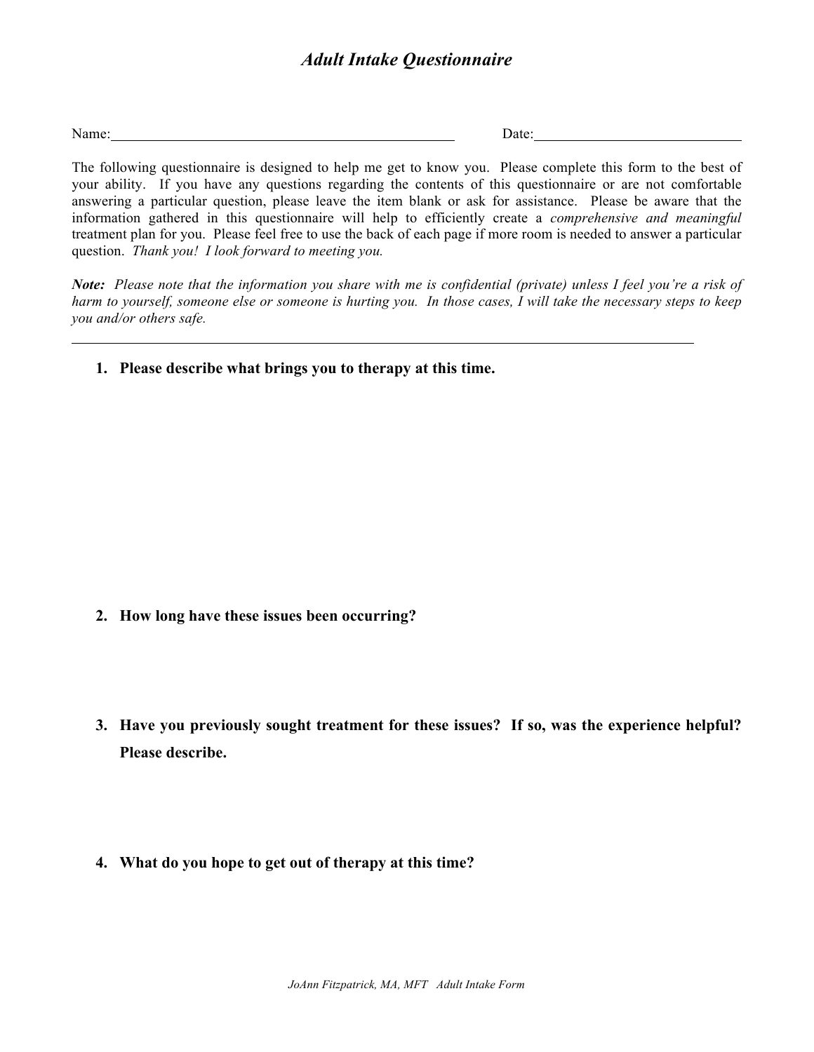# *Adult Intake Questionnaire*

Name:\_\_\_\_\_\_\_\_\_\_\_\_\_\_\_\_\_\_\_\_\_\_\_\_\_\_\_\_\_\_\_\_\_\_\_\_\_\_\_\_\_\_\_\_ Date:\_\_\_\_\_\_\_\_\_\_\_\_\_\_\_\_\_\_\_\_\_\_\_\_\_\_\_\_

The following questionnaire is designed to help me get to know you. Please complete this form to the best of your ability. If you have any questions regarding the contents of this questionnaire or are not comfortable answering a particular question, please leave the item blank or ask for assistance. Please be aware that the information gathered in this questionnaire will help to efficiently create a *comprehensive and meaningful* treatment plan for you. Please feel free to use the back of each page if more room is needed to answer a particular question. *Thank you! I look forward to meeting you.*

***Note:*** *Please note that the information you share with me is confidential (private) unless I feel you're a risk of harm to yourself, someone else or someone is hurting you. In those cases, I will take the necessary steps to keep you and/or others safe.*

---

1. **Please describe what brings you to therapy at this time.**

2. **How long have these issues been occurring?**

3. **Have you previously sought treatment for these issues? If so, was the experience helpful? Please describe.**

4. **What do you hope to get out of therapy at this time?**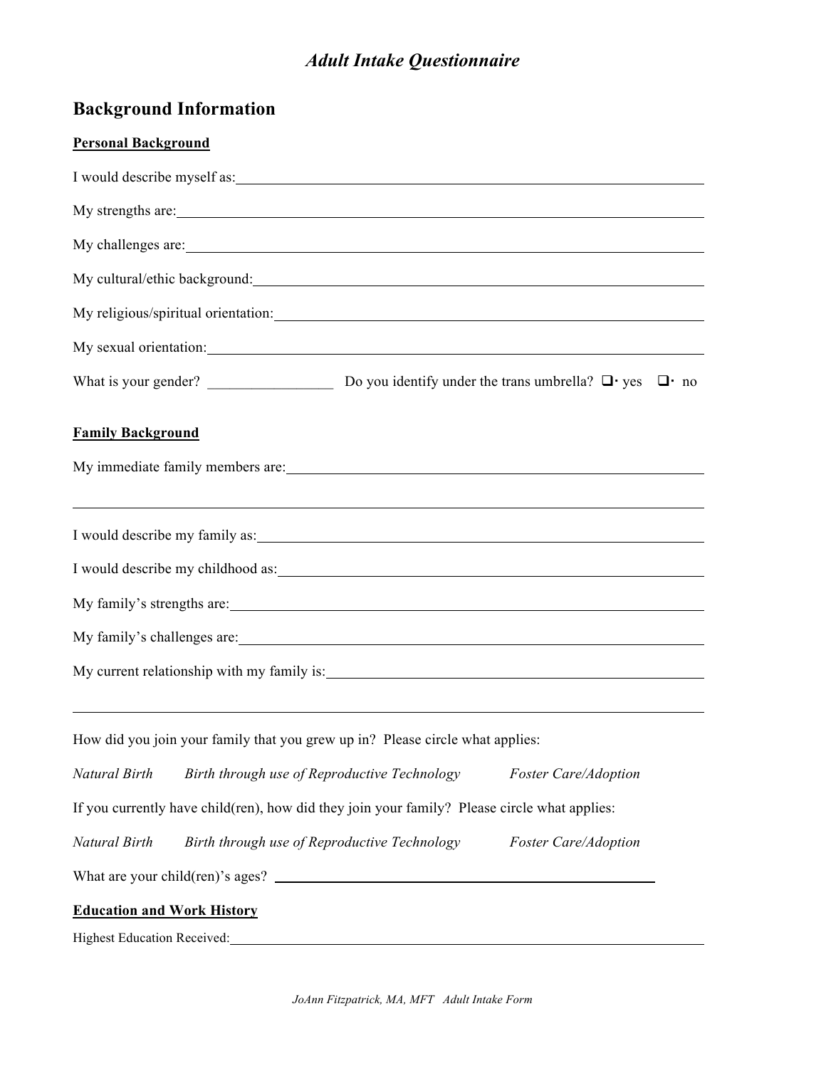# *Adult Intake Questionnaire*

## Background Information

**Personal Background**

I would describe myself as: ______________________________________________

My strengths are: ______________________________________________

My challenges are: ______________________________________________

My cultural/ethic background: ______________________________________________

My religious/spiritual orientation: ______________________________________________

My sexual orientation: ______________________________________________

What is your gender? _________________ Do you identify under the trans umbrella? ☐ yes ☐ no

**Family Background**

My immediate family members are: ______________________________________________

______________________________________________

I would describe my family as: ______________________________________________

I would describe my childhood as: ______________________________________________

My family's strengths are: ______________________________________________

My family's challenges are: ______________________________________________

My current relationship with my family is: ______________________________________________

______________________________________________

How did you join your family that you grew up in? Please circle what applies:

*Natural Birth* *Birth through use of Reproductive Technology* *Foster Care/Adoption*

If you currently have child(ren), how did they join your family? Please circle what applies:

*Natural Birth* *Birth through use of Reproductive Technology* *Foster Care/Adoption*

What are your child(ren)'s ages? ______________________________________________

**Education and Work History**

Highest Education Received: ______________________________________________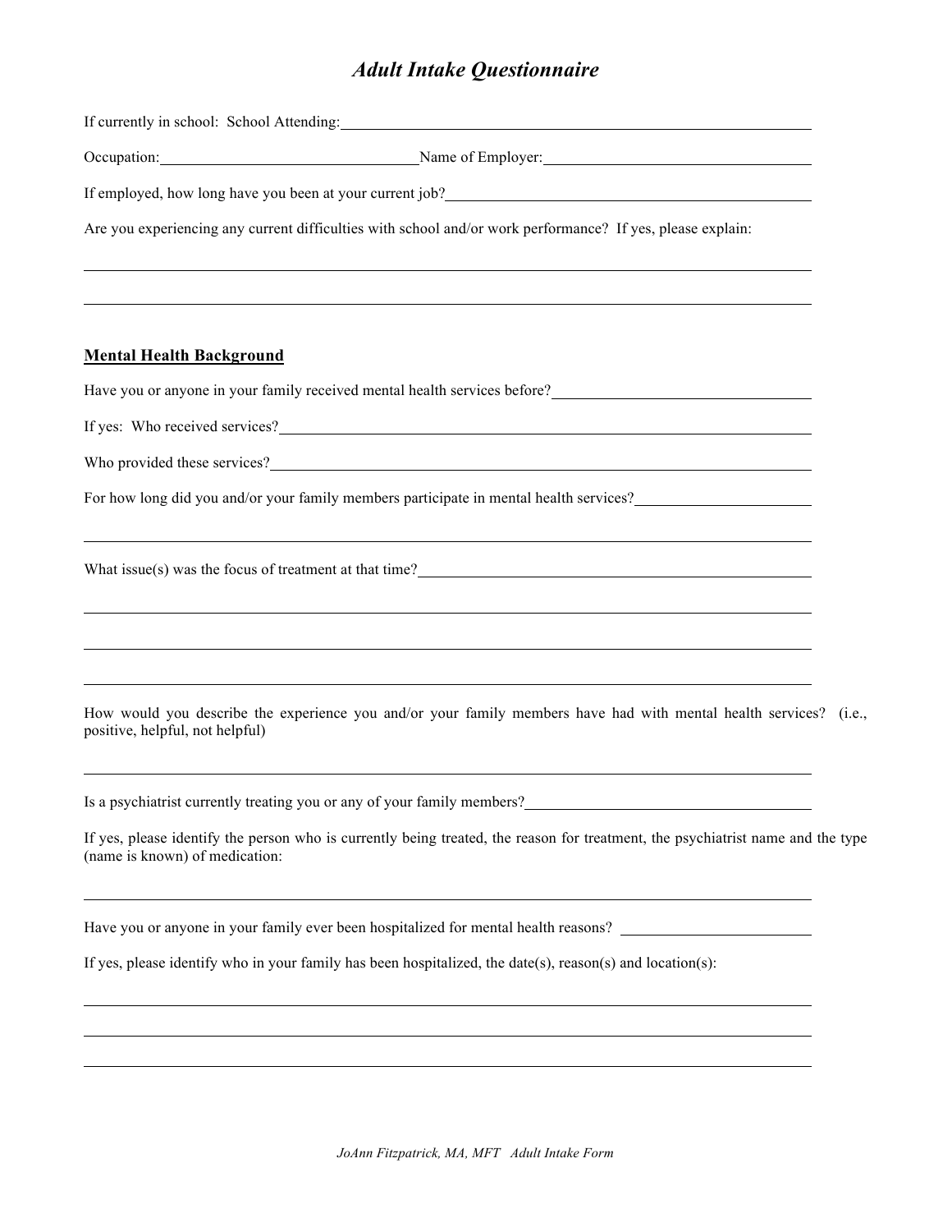# *Adult Intake Questionnaire*

If currently in school: School Attending:\_\_\_\_\_\_\_\_\_\_\_\_\_\_\_\_\_\_\_\_\_\_\_\_\_\_\_\_\_\_\_\_\_\_\_\_\_\_\_\_

Occupation:\_\_\_\_\_\_\_\_\_\_\_\_\_\_\_\_\_\_\_\_\_\_\_\_\_\_\_\_\_ Name of Employer:\_\_\_\_\_\_\_\_\_\_\_\_\_\_\_\_\_\_\_\_\_\_\_\_\_\_\_\_\_

If employed, how long have you been at your current job?\_\_\_\_\_\_\_\_\_\_\_\_\_\_\_\_\_\_\_\_\_\_\_\_\_\_\_\_\_\_\_\_\_\_

Are you experiencing any current difficulties with school and/or work performance? If yes, please explain:

\_\_\_\_\_\_\_\_\_\_\_\_\_\_\_\_\_\_\_\_\_\_\_\_\_\_\_\_\_\_\_\_\_\_\_\_\_\_\_\_\_\_\_\_\_\_\_\_\_\_\_\_\_\_\_\_\_\_\_\_\_\_\_\_\_\_\_\_\_\_\_\_\_\_\_\_\_\_

\_\_\_\_\_\_\_\_\_\_\_\_\_\_\_\_\_\_\_\_\_\_\_\_\_\_\_\_\_\_\_\_\_\_\_\_\_\_\_\_\_\_\_\_\_\_\_\_\_\_\_\_\_\_\_\_\_\_\_\_\_\_\_\_\_\_\_\_\_\_\_\_\_\_\_\_\_\_

**<u>Mental Health Background</u>**

Have you or anyone in your family received mental health services before?\_\_\_\_\_\_\_\_\_\_\_\_\_\_\_\_\_\_\_\_\_\_\_\_\_\_\_\_\_

If yes: Who received services?\_\_\_\_\_\_\_\_\_\_\_\_\_\_\_\_\_\_\_\_\_\_\_\_\_\_\_\_\_\_\_\_\_\_\_\_\_\_\_\_\_\_\_\_\_\_\_\_\_\_\_\_\_\_\_\_\_\_\_

Who provided these services?\_\_\_\_\_\_\_\_\_\_\_\_\_\_\_\_\_\_\_\_\_\_\_\_\_\_\_\_\_\_\_\_\_\_\_\_\_\_\_\_\_\_\_\_\_\_\_\_\_\_\_\_\_\_\_\_\_\_\_\_

For how long did you and/or your family members participate in mental health services?\_\_\_\_\_\_\_\_\_\_\_\_\_\_\_\_\_\_\_

\_\_\_\_\_\_\_\_\_\_\_\_\_\_\_\_\_\_\_\_\_\_\_\_\_\_\_\_\_\_\_\_\_\_\_\_\_\_\_\_\_\_\_\_\_\_\_\_\_\_\_\_\_\_\_\_\_\_\_\_\_\_\_\_\_\_\_\_\_\_\_\_\_\_\_\_\_\_

What issue(s) was the focus of treatment at that time?\_\_\_\_\_\_\_\_\_\_\_\_\_\_\_\_\_\_\_\_\_\_\_\_\_\_\_\_\_\_\_\_\_\_\_\_\_\_\_\_\_\_\_

\_\_\_\_\_\_\_\_\_\_\_\_\_\_\_\_\_\_\_\_\_\_\_\_\_\_\_\_\_\_\_\_\_\_\_\_\_\_\_\_\_\_\_\_\_\_\_\_\_\_\_\_\_\_\_\_\_\_\_\_\_\_\_\_\_\_\_\_\_\_\_\_\_\_\_\_\_\_

\_\_\_\_\_\_\_\_\_\_\_\_\_\_\_\_\_\_\_\_\_\_\_\_\_\_\_\_\_\_\_\_\_\_\_\_\_\_\_\_\_\_\_\_\_\_\_\_\_\_\_\_\_\_\_\_\_\_\_\_\_\_\_\_\_\_\_\_\_\_\_\_\_\_\_\_\_\_

\_\_\_\_\_\_\_\_\_\_\_\_\_\_\_\_\_\_\_\_\_\_\_\_\_\_\_\_\_\_\_\_\_\_\_\_\_\_\_\_\_\_\_\_\_\_\_\_\_\_\_\_\_\_\_\_\_\_\_\_\_\_\_\_\_\_\_\_\_\_\_\_\_\_\_\_\_\_

How would you describe the experience you and/or your family members have had with mental health services? (i.e., positive, helpful, not helpful)

\_\_\_\_\_\_\_\_\_\_\_\_\_\_\_\_\_\_\_\_\_\_\_\_\_\_\_\_\_\_\_\_\_\_\_\_\_\_\_\_\_\_\_\_\_\_\_\_\_\_\_\_\_\_\_\_\_\_\_\_\_\_\_\_\_\_\_\_\_\_\_\_\_\_\_\_\_\_

Is a psychiatrist currently treating you or any of your family members?\_\_\_\_\_\_\_\_\_\_\_\_\_\_\_\_\_\_\_\_\_\_\_\_\_\_\_\_\_\_\_\_

If yes, please identify the person who is currently being treated, the reason for treatment, the psychiatrist name and the type (name is known) of medication:

\_\_\_\_\_\_\_\_\_\_\_\_\_\_\_\_\_\_\_\_\_\_\_\_\_\_\_\_\_\_\_\_\_\_\_\_\_\_\_\_\_\_\_\_\_\_\_\_\_\_\_\_\_\_\_\_\_\_\_\_\_\_\_\_\_\_\_\_\_\_\_\_\_\_\_\_\_\_

Have you or anyone in your family ever been hospitalized for mental health reasons? \_\_\_\_\_\_\_\_\_\_\_\_\_\_\_\_\_\_\_\_

If yes, please identify who in your family has been hospitalized, the date(s), reason(s) and location(s):

\_\_\_\_\_\_\_\_\_\_\_\_\_\_\_\_\_\_\_\_\_\_\_\_\_\_\_\_\_\_\_\_\_\_\_\_\_\_\_\_\_\_\_\_\_\_\_\_\_\_\_\_\_\_\_\_\_\_\_\_\_\_\_\_\_\_\_\_\_\_\_\_\_\_\_\_\_\_

\_\_\_\_\_\_\_\_\_\_\_\_\_\_\_\_\_\_\_\_\_\_\_\_\_\_\_\_\_\_\_\_\_\_\_\_\_\_\_\_\_\_\_\_\_\_\_\_\_\_\_\_\_\_\_\_\_\_\_\_\_\_\_\_\_\_\_\_\_\_\_\_\_\_\_\_\_\_

\_\_\_\_\_\_\_\_\_\_\_\_\_\_\_\_\_\_\_\_\_\_\_\_\_\_\_\_\_\_\_\_\_\_\_\_\_\_\_\_\_\_\_\_\_\_\_\_\_\_\_\_\_\_\_\_\_\_\_\_\_\_\_\_\_\_\_\_\_\_\_\_\_\_\_\_\_\_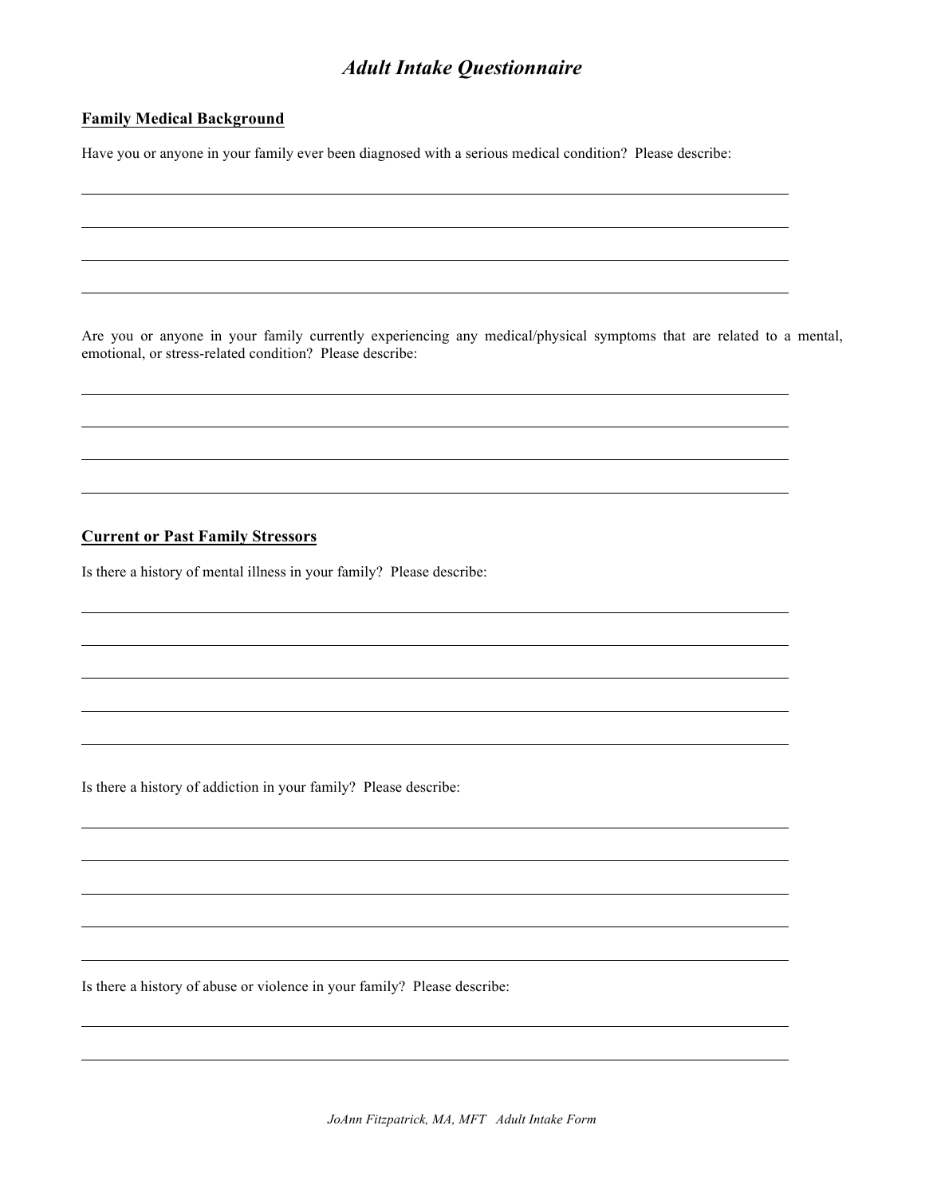# *Adult Intake Questionnaire*

## Family Medical Background

Have you or anyone in your family ever been diagnosed with a serious medical condition? Please describe:

______________________________________________________________________________

______________________________________________________________________________

______________________________________________________________________________

______________________________________________________________________________

Are you or anyone in your family currently experiencing any medical/physical symptoms that are related to a mental, emotional, or stress-related condition? Please describe:

______________________________________________________________________________

______________________________________________________________________________

______________________________________________________________________________

______________________________________________________________________________

## Current or Past Family Stressors

Is there a history of mental illness in your family? Please describe:

______________________________________________________________________________

______________________________________________________________________________

______________________________________________________________________________

______________________________________________________________________________

______________________________________________________________________________

Is there a history of addiction in your family? Please describe:

______________________________________________________________________________

______________________________________________________________________________

______________________________________________________________________________

______________________________________________________________________________

______________________________________________________________________________

Is there a history of abuse or violence in your family? Please describe:

______________________________________________________________________________

______________________________________________________________________________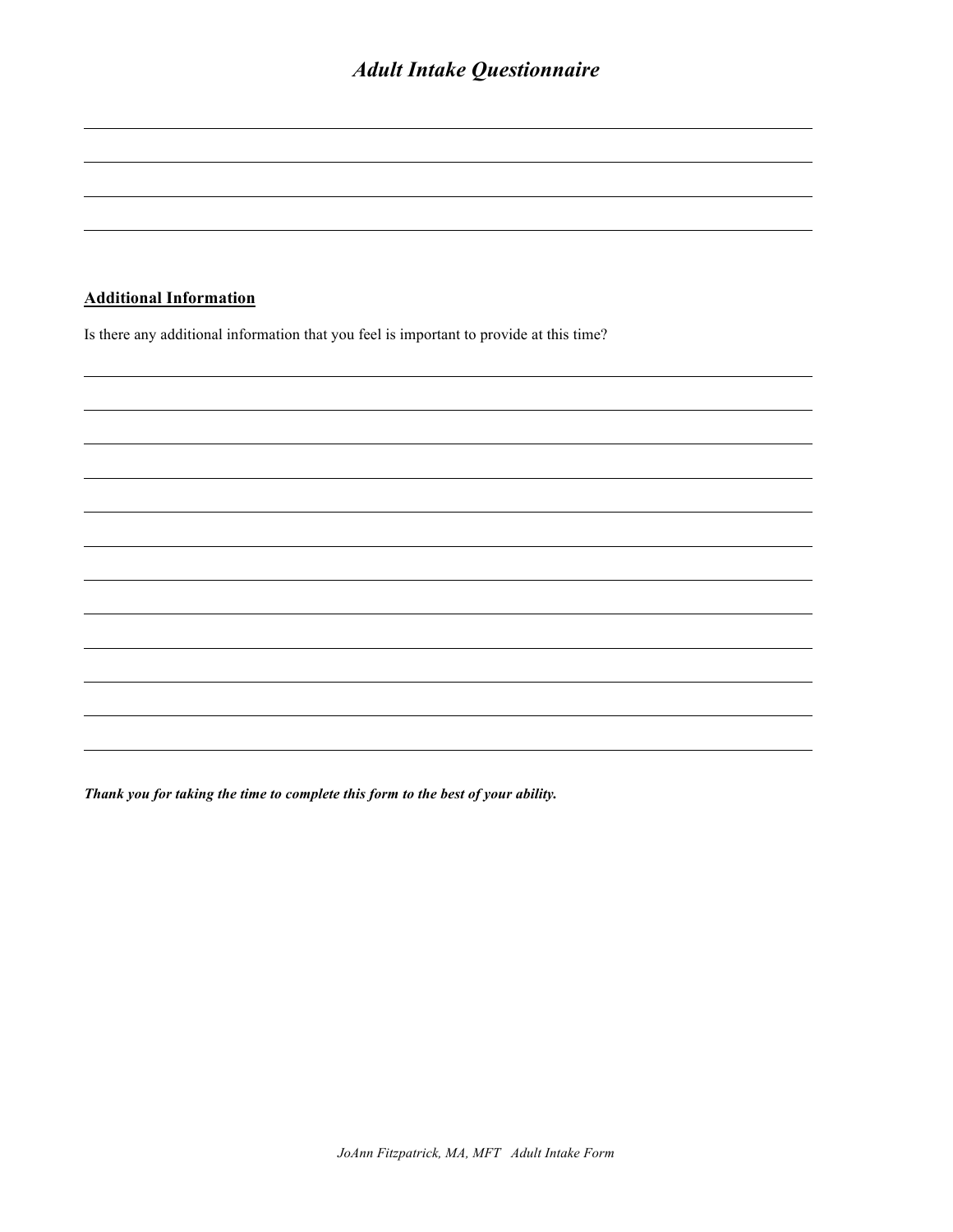**Additional Information**

Is there any additional information that you feel is important to provide at this time?

***Thank you for taking the time to complete this form to the best of your ability.***